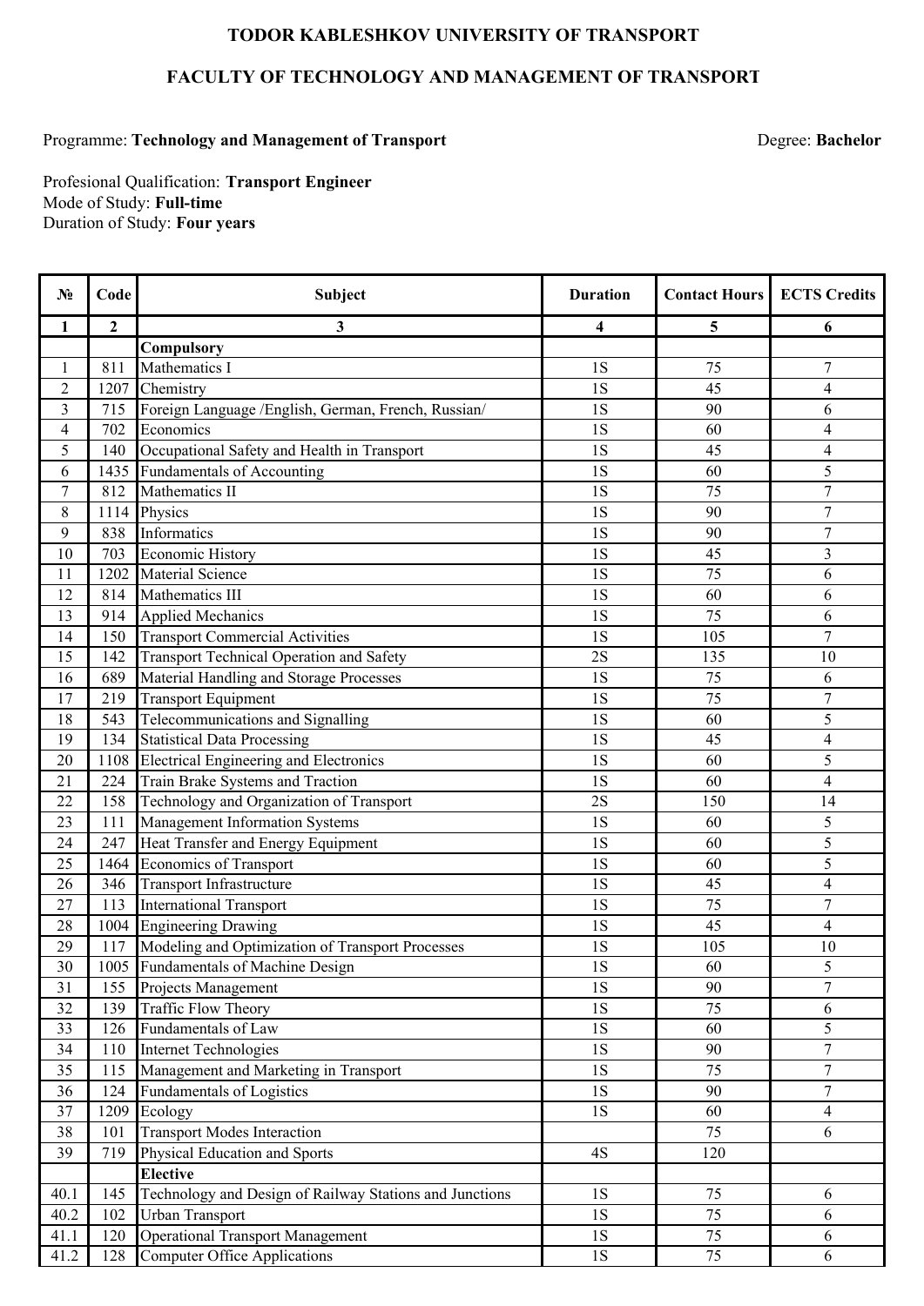# TODOR KABLESHKOV UNIVERSITY OF TRANSPORT

## FACULTY OF TECHNOLOGY AND MANAGEMENT OF TRANSPORT

Programme: **Technology and Management of Transport** Degree: **Bachelor**

Profesional Qualification: **Transport Engineer**
Mode of Study: **Full-time**
Duration of Study: **Four years**

| № | Code | Subject | Duration | Contact Hours | ECTS Credits |
|---|---|---|---|---|---|
| **1** | **2** | **3** | **4** | **5** | **6** |
| | | **Compulsory** | | | |
| 1 | 811 | Mathematics I | 1S | 75 | 7 |
| 2 | 1207 | Chemistry | 1S | 45 | 4 |
| 3 | 715 | Foreign Language /English, German, French, Russian/ | 1S | 90 | 6 |
| 4 | 702 | Economics | 1S | 60 | 4 |
| 5 | 140 | Occupational Safety and Health in Transport | 1S | 45 | 4 |
| 6 | 1435 | Fundamentals of Accounting | 1S | 60 | 5 |
| 7 | 812 | Mathematics II | 1S | 75 | 7 |
| 8 | 1114 | Physics | 1S | 90 | 7 |
| 9 | 838 | Informatics | 1S | 90 | 7 |
| 10 | 703 | Economic History | 1S | 45 | 3 |
| 11 | 1202 | Material Science | 1S | 75 | 6 |
| 12 | 814 | Mathematics III | 1S | 60 | 6 |
| 13 | 914 | Applied Mechanics | 1S | 75 | 6 |
| 14 | 150 | Transport Commercial Activities | 1S | 105 | 7 |
| 15 | 142 | Transport Technical Operation and Safety | 2S | 135 | 10 |
| 16 | 689 | Material Handling and Storage Processes | 1S | 75 | 6 |
| 17 | 219 | Transport Equipment | 1S | 75 | 7 |
| 18 | 543 | Telecommunications and Signalling | 1S | 60 | 5 |
| 19 | 134 | Statistical Data Processing | 1S | 45 | 4 |
| 20 | 1108 | Electrical Engineering and Electronics | 1S | 60 | 5 |
| 21 | 224 | Train Brake Systems and Traction | 1S | 60 | 4 |
| 22 | 158 | Technology and Organization of Transport | 2S | 150 | 14 |
| 23 | 111 | Management Information Systems | 1S | 60 | 5 |
| 24 | 247 | Heat Transfer and Energy Equipment | 1S | 60 | 5 |
| 25 | 1464 | Economics of Transport | 1S | 60 | 5 |
| 26 | 346 | Transport Infrastructure | 1S | 45 | 4 |
| 27 | 113 | International Transport | 1S | 75 | 7 |
| 28 | 1004 | Engineering Drawing | 1S | 45 | 4 |
| 29 | 117 | Modeling and Optimization of Transport Processes | 1S | 105 | 10 |
| 30 | 1005 | Fundamentals of Machine Design | 1S | 60 | 5 |
| 31 | 155 | Projects Management | 1S | 90 | 7 |
| 32 | 139 | Traffic Flow Theory | 1S | 75 | 6 |
| 33 | 126 | Fundamentals of Law | 1S | 60 | 5 |
| 34 | 110 | Internet Technologies | 1S | 90 | 7 |
| 35 | 115 | Management and Marketing in Transport | 1S | 75 | 7 |
| 36 | 124 | Fundamentals of Logistics | 1S | 90 | 7 |
| 37 | 1209 | Ecology | 1S | 60 | 4 |
| 38 | 101 | Transport Modes Interaction | | 75 | 6 |
| 39 | 719 | Physical Education and Sports | 4S | 120 | |
| | | **Elective** | | | |
| 40.1 | 145 | Technology and Design of Railway Stations and Junctions | 1S | 75 | 6 |
| 40.2 | 102 | Urban Transport | 1S | 75 | 6 |
| 41.1 | 120 | Operational Transport Management | 1S | 75 | 6 |
| 41.2 | 128 | Computer Office Applications | 1S | 75 | 6 |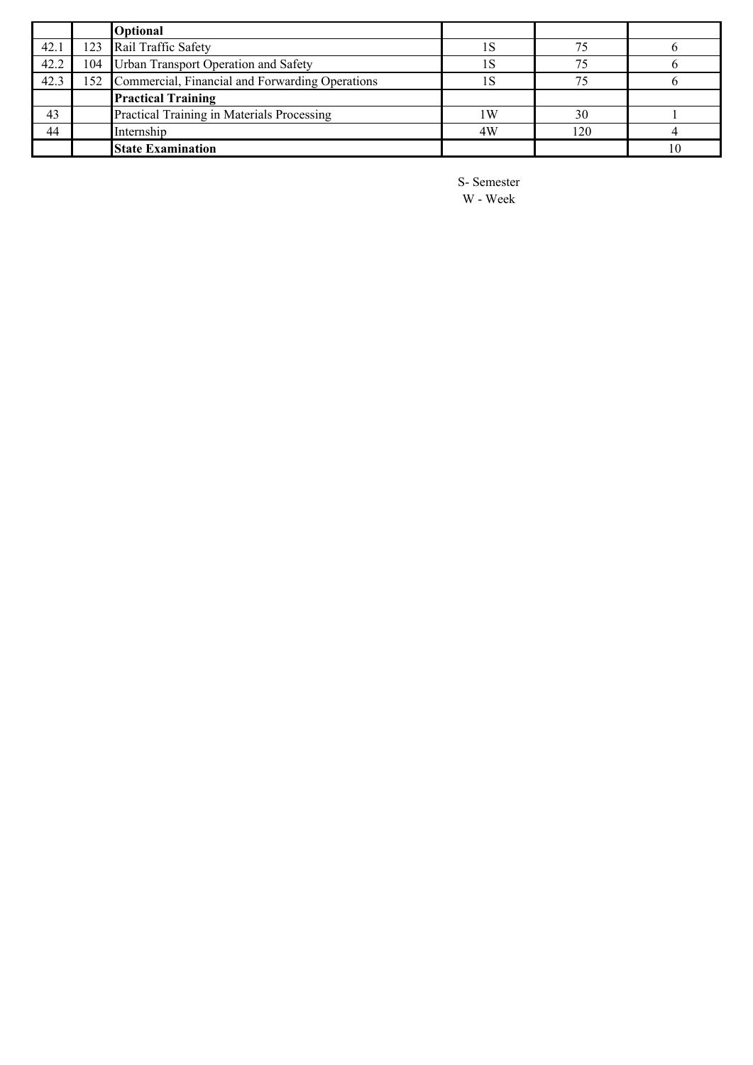| | | | | | |
|---|---|---|---|---|---|
| | | **Optional** | | | |
| 42.1 | 123 | Rail Traffic Safety | 1S | 75 | 6 |
| 42.2 | 104 | Urban Transport Operation and Safety | 1S | 75 | 6 |
| 42.3 | 152 | Commercial, Financial and Forwarding Operations | 1S | 75 | 6 |
| | | **Practical Training** | | | |
| 43 | | Practical Training in Materials Processing | 1W | 30 | 1 |
| 44 | | Internship | 4W | 120 | 4 |
| | | **State Examination** | | | 10 |

S- Semester

W - Week